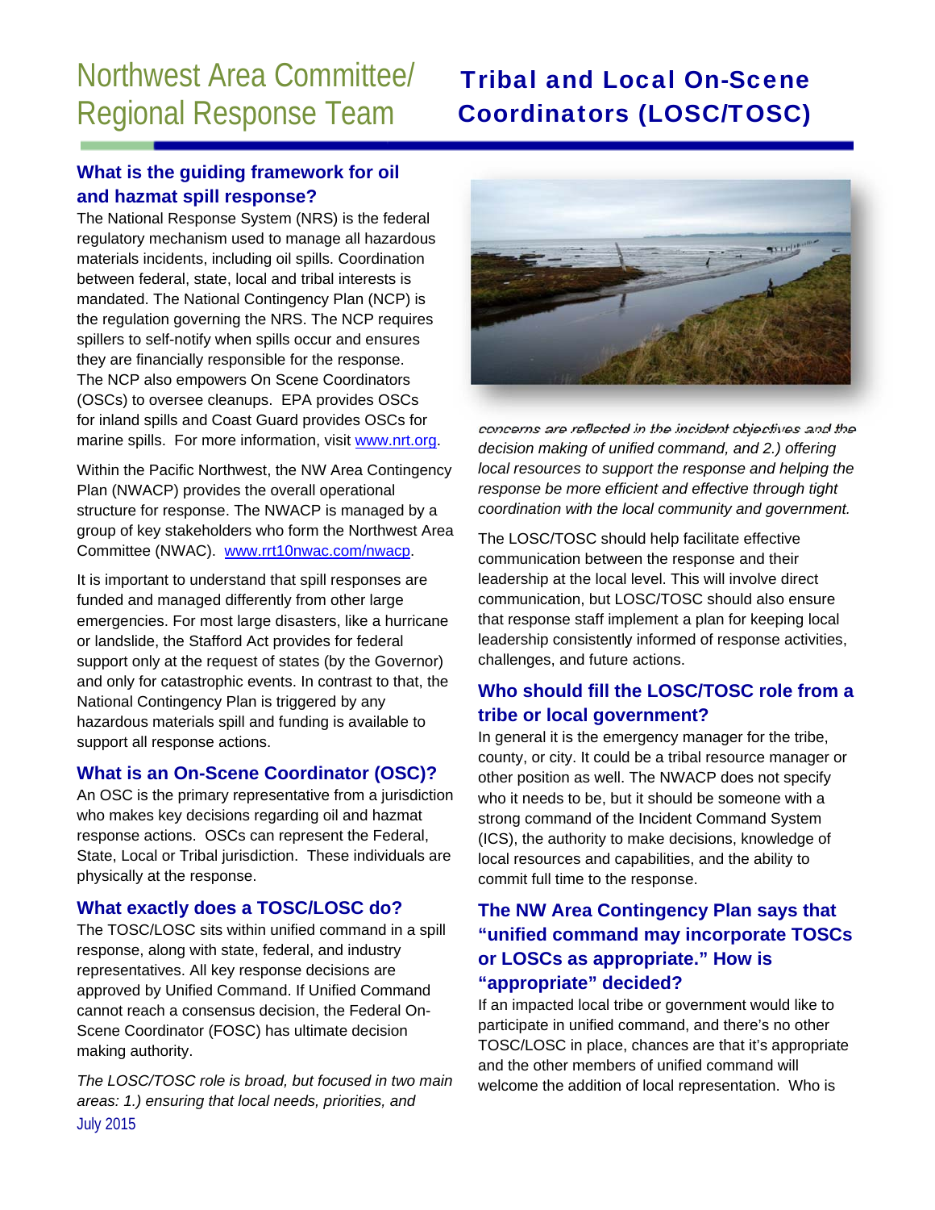# Northwest Area Committee/ Regional Response Team

# Tribal and Local On-Scene Coordinators (LOSC/TOSC)

## What is the guiding framework for oil and hazmat spill response?

The National Response System (NRS) is the federal regulatory mechanism used to manage all hazardous materials incidents, including oil spills. Coordination between federal, state, local and tribal interests is mandated. The National Contingency Plan (NCP) is the regulation governing the NRS. The NCP requires spillers to self-notify when spills occur and ensures they are financially responsible for the response. The NCP also empowers On Scene Coordinators (OSCs) to oversee cleanups. EPA provides OSCs for inland spills and Coast Guard provides OSCs for marine spills. For more information, visit www.nrt.org.

Within the Pacific Northwest, the NW Area Contingency Plan (NWACP) provides the overall operational structure for response. The NWACP is managed by a group of key stakeholders who form the Northwest Area Committee (NWAC). www.rrt10nwac.com/nwacp.

It is important to understand that spill responses are funded and managed differently from other large emergencies. For most large disasters, like a hurricane or landslide, the Stafford Act provides for federal support only at the request of states (by the Governor) and only for catastrophic events. In contrast to that, the National Contingency Plan is triggered by any hazardous materials spill and funding is available to support all response actions.

## What is an On-Scene Coordinator (OSC)?

An OSC is the primary representative from a jurisdiction who makes key decisions regarding oil and hazmat response actions. OSCs can represent the Federal, State, Local or Tribal jurisdiction. These individuals are physically at the response.

## What exactly does a TOSC/LOSC do?

The TOSC/LOSC sits within unified command in a spill response, along with state, federal, and industry representatives. All key response decisions are approved by Unified Command. If Unified Command cannot reach a consensus decision, the Federal On-Scene Coordinator (FOSC) has ultimate decision making authority.

*The LOSC/TOSC role is broad, but focused in two main areas: 1.) ensuring that local needs, priorities, and concerns are reflected in the incident objectives and the decision making of unified command, and 2.) offering local resources to support the response and helping the response be more efficient and effective through tight coordination with the local community and government.*

The LOSC/TOSC should help facilitate effective communication between the response and their leadership at the local level. This will involve direct communication, but LOSC/TOSC should also ensure that response staff implement a plan for keeping local leadership consistently informed of response activities, challenges, and future actions.

## Who should fill the LOSC/TOSC role from a tribe or local government?

In general it is the emergency manager for the tribe, county, or city. It could be a tribal resource manager or other position as well. The NWACP does not specify who it needs to be, but it should be someone with a strong command of the Incident Command System (ICS), the authority to make decisions, knowledge of local resources and capabilities, and the ability to commit full time to the response.

## The NW Area Contingency Plan says that "unified command may incorporate TOSCs or LOSCs as appropriate." How is "appropriate" decided?

If an impacted local tribe or government would like to participate in unified command, and there's no other TOSC/LOSC in place, chances are that it's appropriate and the other members of unified command will welcome the addition of local representation. Who is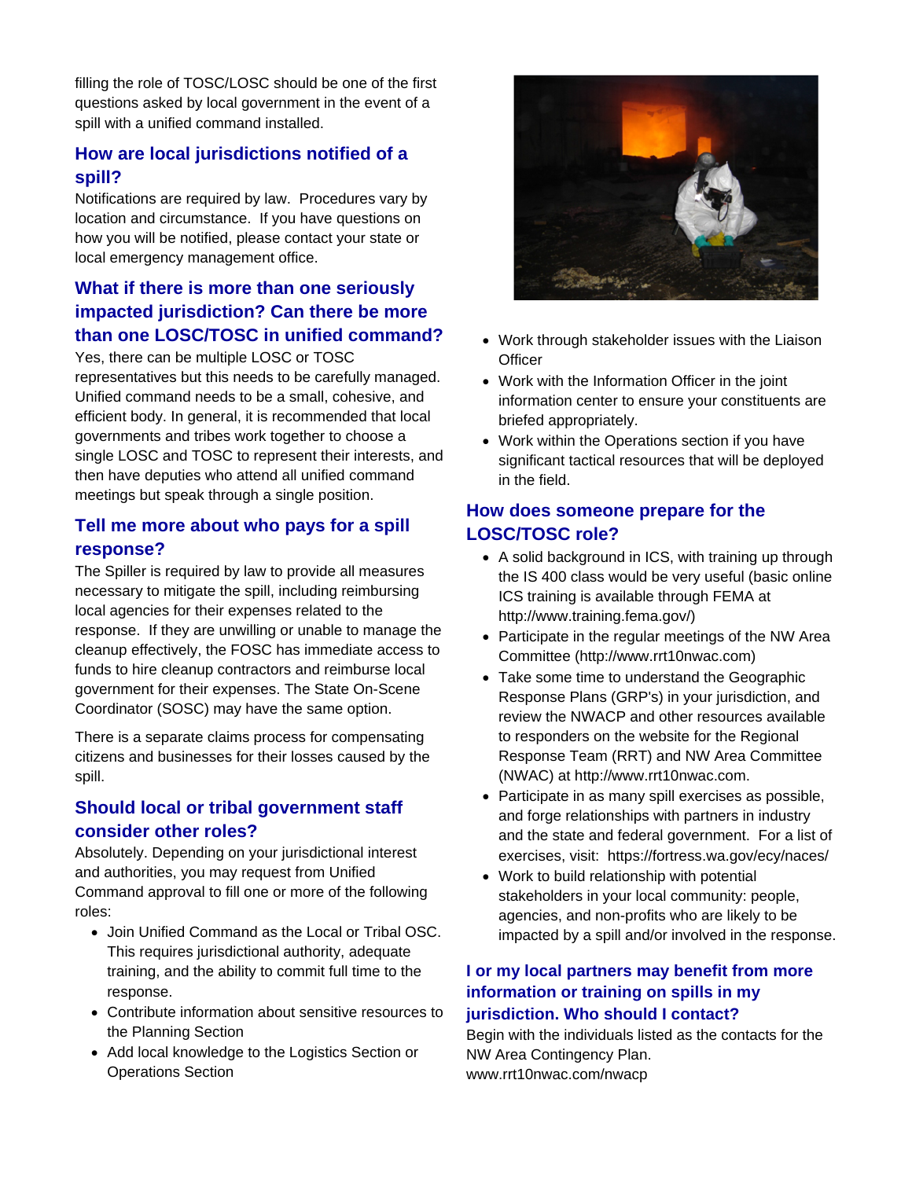filling the role of TOSC/LOSC should be one of the first questions asked by local government in the event of a spill with a unified command installed.

## How are local jurisdictions notified of a spill?

Notifications are required by law. Procedures vary by location and circumstance. If you have questions on how you will be notified, please contact your state or local emergency management office.

## What if there is more than one seriously impacted jurisdiction? Can there be more than one LOSC/TOSC in unified command?

Yes, there can be multiple LOSC or TOSC representatives but this needs to be carefully managed. Unified command needs to be a small, cohesive, and efficient body. In general, it is recommended that local governments and tribes work together to choose a single LOSC and TOSC to represent their interests, and then have deputies who attend all unified command meetings but speak through a single position.

## Tell me more about who pays for a spill response?

The Spiller is required by law to provide all measures necessary to mitigate the spill, including reimbursing local agencies for their expenses related to the response. If they are unwilling or unable to manage the cleanup effectively, the FOSC has immediate access to funds to hire cleanup contractors and reimburse local government for their expenses. The State On-Scene Coordinator (SOSC) may have the same option.

There is a separate claims process for compensating citizens and businesses for their losses caused by the spill.

## Should local or tribal government staff consider other roles?

Absolutely. Depending on your jurisdictional interest and authorities, you may request from Unified Command approval to fill one or more of the following roles:

- Join Unified Command as the Local or Tribal OSC. This requires jurisdictional authority, adequate training, and the ability to commit full time to the response.
- Contribute information about sensitive resources to the Planning Section
- Add local knowledge to the Logistics Section or Operations Section
- Work through stakeholder issues with the Liaison Officer
- Work with the Information Officer in the joint information center to ensure your constituents are briefed appropriately.
- Work within the Operations section if you have significant tactical resources that will be deployed in the field.

## How does someone prepare for the LOSC/TOSC role?

- A solid background in ICS, with training up through the IS 400 class would be very useful (basic online ICS training is available through FEMA at http://www.training.fema.gov/)
- Participate in the regular meetings of the NW Area Committee (http://www.rrt10nwac.com)
- Take some time to understand the Geographic Response Plans (GRP's) in your jurisdiction, and review the NWACP and other resources available to responders on the website for the Regional Response Team (RRT) and NW Area Committee (NWAC) at http://www.rrt10nwac.com.
- Participate in as many spill exercises as possible, and forge relationships with partners in industry and the state and federal government. For a list of exercises, visit: https://fortress.wa.gov/ecy/naces/
- Work to build relationship with potential stakeholders in your local community: people, agencies, and non-profits who are likely to be impacted by a spill and/or involved in the response.

## I or my local partners may benefit from more information or training on spills in my jurisdiction. Who should I contact?

Begin with the individuals listed as the contacts for the NW Area Contingency Plan.
www.rrt10nwac.com/nwacp